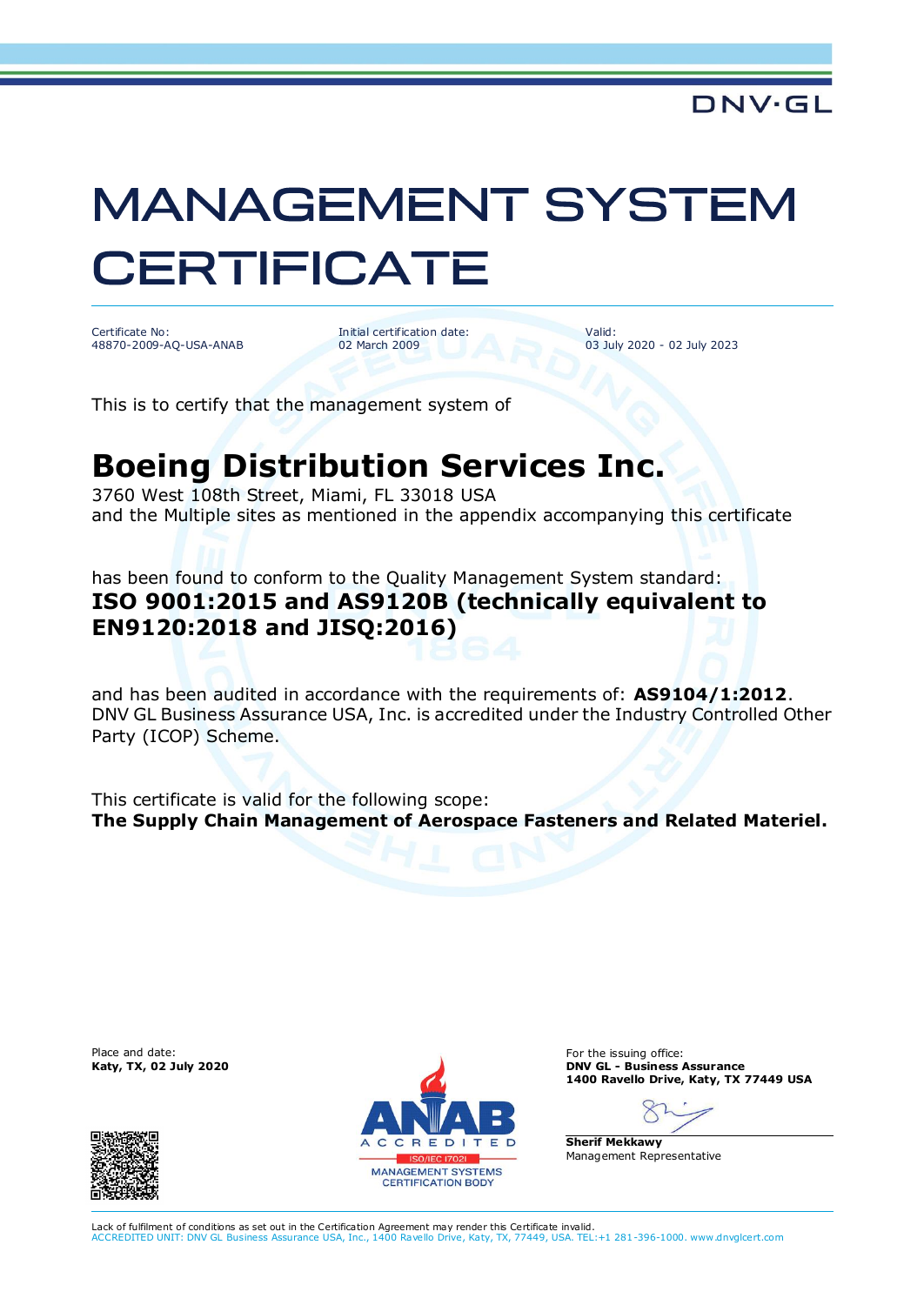DNV·GL

# MANAGEMENT SYSTEM CERTIFICATE

| Certificate No: | Initial certification date: | Valid: |
|---|---|---|
| 48870-2009-AQ-USA-ANAB | 02 March 2009 | 03 July 2020 - 02 July 2023 |

This is to certify that the management system of

## Boeing Distribution Services Inc.

3760 West 108th Street, Miami, FL 33018 USA
and the Multiple sites as mentioned in the appendix accompanying this certificate

has been found to conform to the Quality Management System standard:
**ISO 9001:2015 and AS9120B (technically equivalent to EN9120:2018 and JISQ:2016)**

and has been audited in accordance with the requirements of: **AS9104/1:2012**.
DNV GL Business Assurance USA, Inc. is accredited under the Industry Controlled Other Party (ICOP) Scheme.

This certificate is valid for the following scope:
**The Supply Chain Management of Aerospace Fasteners and Related Materiel.**

Place and date:
**Katy, TX, 02 July 2020**

ANAB ACCREDITED
ISO/IEC 17021
MANAGEMENT SYSTEMS CERTIFICATION BODY

For the issuing office:
**DNV GL - Business Assurance**
**1400 Ravello Drive, Katy, TX 77449 USA**

**Sherif Mekkawy**
Management Representative

Lack of fulfilment of conditions as set out in the Certification Agreement may render this Certificate invalid.
ACCREDITED UNIT: DNV GL Business Assurance USA, Inc., 1400 Ravello Drive, Katy, TX, 77449, USA. TEL:+1 281-396-1000. www.dnvglcert.com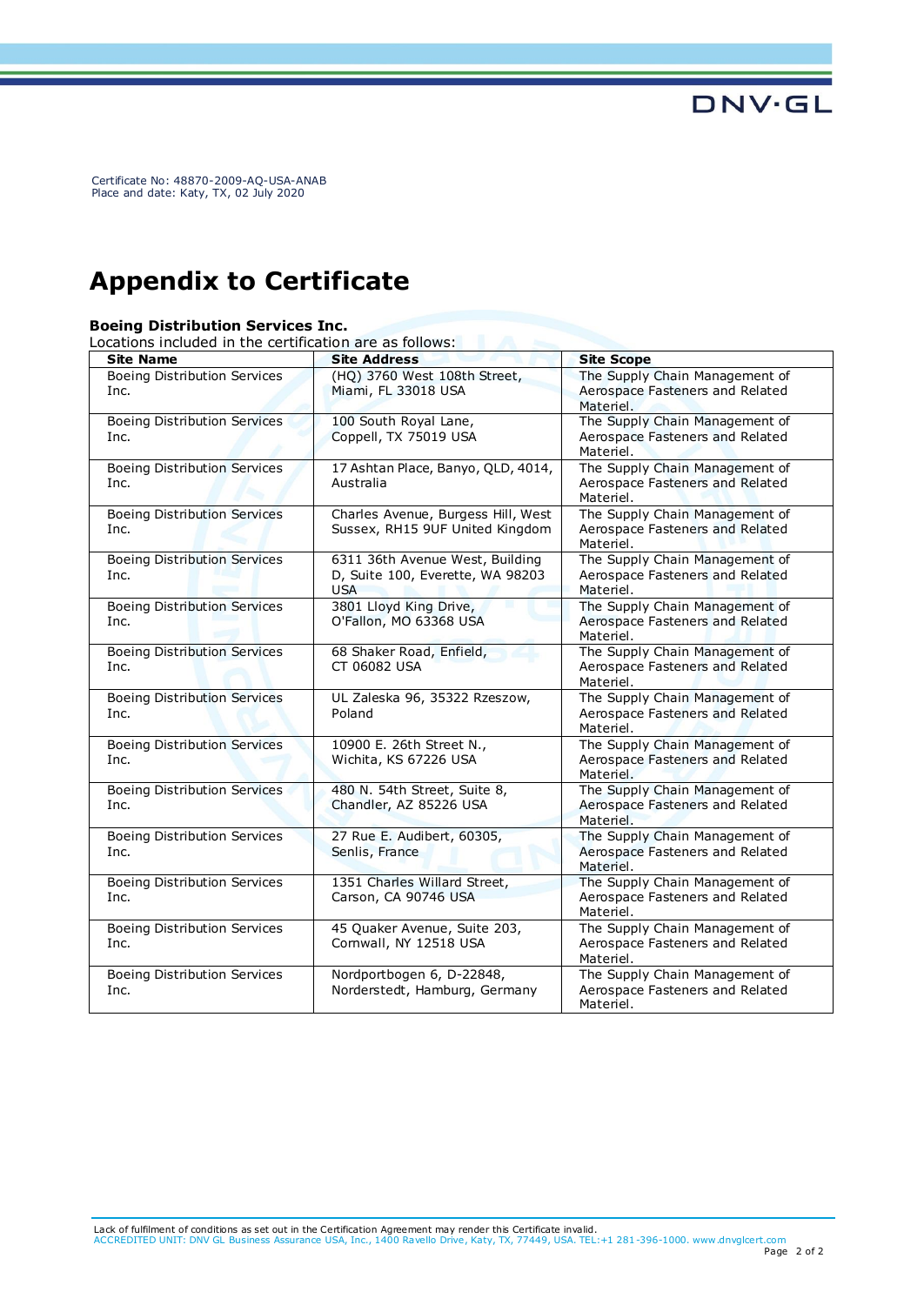Certificate No: 48870-2009-AQ-USA-ANAB
Place and date: Katy, TX, 02 July 2020

# Appendix to Certificate

**Boeing Distribution Services Inc.**
Locations included in the certification are as follows:

| Site Name | Site Address | Site Scope |
|---|---|---|
| Boeing Distribution Services Inc. | (HQ) 3760 West 108th Street, Miami, FL 33018 USA | The Supply Chain Management of Aerospace Fasteners and Related Materiel. |
| Boeing Distribution Services Inc. | 100 South Royal Lane, Coppell, TX 75019 USA | The Supply Chain Management of Aerospace Fasteners and Related Materiel. |
| Boeing Distribution Services Inc. | 17 Ashtan Place, Banyo, QLD, 4014, Australia | The Supply Chain Management of Aerospace Fasteners and Related Materiel. |
| Boeing Distribution Services Inc. | Charles Avenue, Burgess Hill, West Sussex, RH15 9UF United Kingdom | The Supply Chain Management of Aerospace Fasteners and Related Materiel. |
| Boeing Distribution Services Inc. | 6311 36th Avenue West, Building D, Suite 100, Everette, WA 98203 USA | The Supply Chain Management of Aerospace Fasteners and Related Materiel. |
| Boeing Distribution Services Inc. | 3801 Lloyd King Drive, O'Fallon, MO 63368 USA | The Supply Chain Management of Aerospace Fasteners and Related Materiel. |
| Boeing Distribution Services Inc. | 68 Shaker Road, Enfield, CT 06082 USA | The Supply Chain Management of Aerospace Fasteners and Related Materiel. |
| Boeing Distribution Services Inc. | UL Zaleska 96, 35322 Rzeszow, Poland | The Supply Chain Management of Aerospace Fasteners and Related Materiel. |
| Boeing Distribution Services Inc. | 10900 E. 26th Street N., Wichita, KS 67226 USA | The Supply Chain Management of Aerospace Fasteners and Related Materiel. |
| Boeing Distribution Services Inc. | 480 N. 54th Street, Suite 8, Chandler, AZ 85226 USA | The Supply Chain Management of Aerospace Fasteners and Related Materiel. |
| Boeing Distribution Services Inc. | 27 Rue E. Audibert, 60305, Senlis, France | The Supply Chain Management of Aerospace Fasteners and Related Materiel. |
| Boeing Distribution Services Inc. | 1351 Charles Willard Street, Carson, CA 90746 USA | The Supply Chain Management of Aerospace Fasteners and Related Materiel. |
| Boeing Distribution Services Inc. | 45 Quaker Avenue, Suite 203, Cornwall, NY 12518 USA | The Supply Chain Management of Aerospace Fasteners and Related Materiel. |
| Boeing Distribution Services Inc. | Nordportbogen 6, D-22848, Norderstedt, Hamburg, Germany | The Supply Chain Management of Aerospace Fasteners and Related Materiel. |

Lack of fulfilment of conditions as set out in the Certification Agreement may render this Certificate invalid.
ACCREDITED UNIT: DNV GL Business Assurance USA, Inc., 1400 Ravello Drive, Katy, TX, 77449, USA. TEL:+1 281-396-1000. www.dnvglcert.com